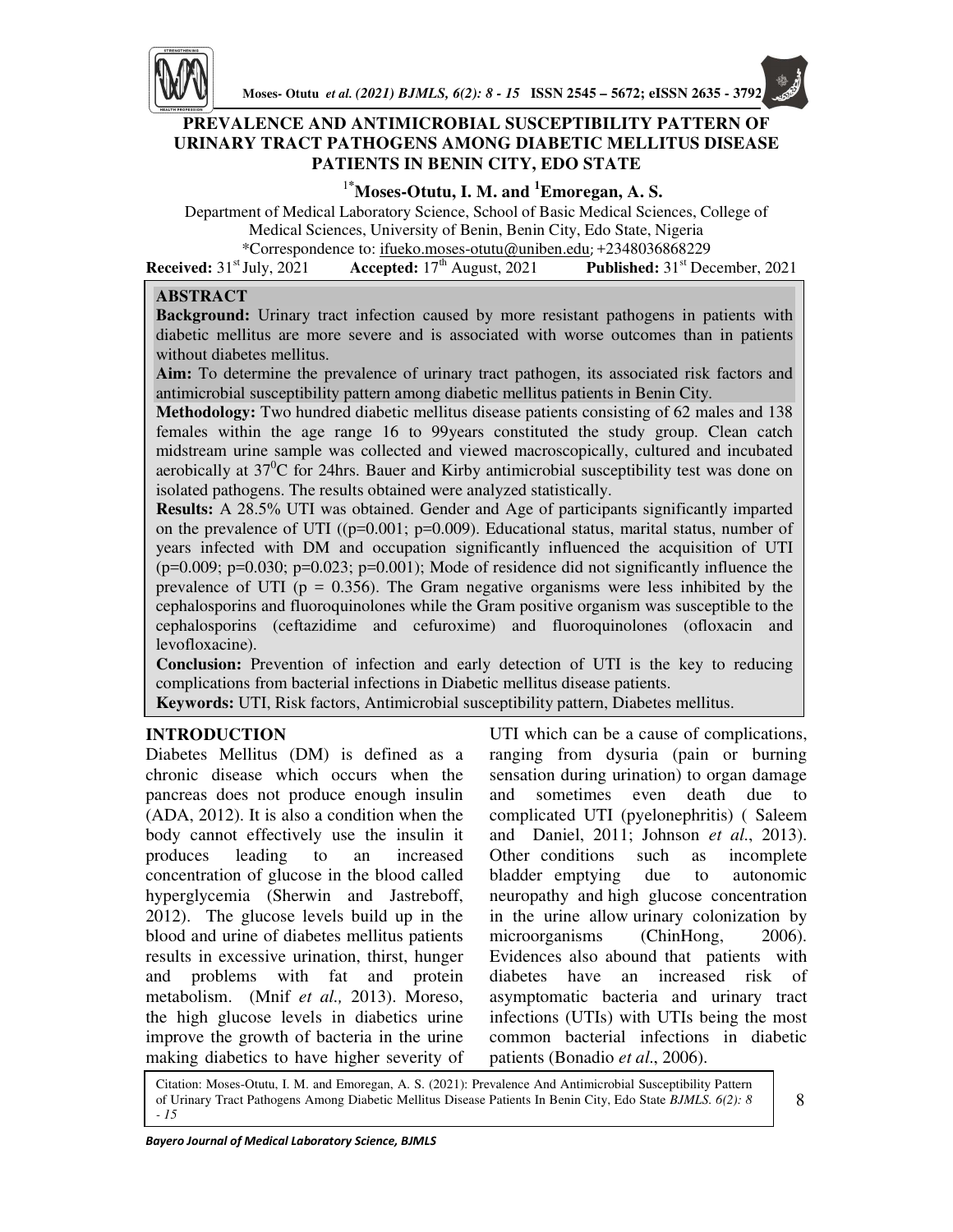# PREVALENCE AND ANTIMICROBIAL SUSCEPTIBILITY PATTERN OF URINARY TRACT PATHOGENS AMONG DIABETIC MELLITUS DISEASE PATIENTS IN BENIN CITY, EDO STATE

**[1*]Moses-Otutu, I. M. and [1]Emoregan, A. S.**

Department of Medical Laboratory Science, School of Basic Medical Sciences, College of Medical Sciences, University of Benin, Benin City, Edo State, Nigeria

*Correspondence to: ifueko.moses-otutu@uniben.edu; +2348036868229

**Received:** 31[st] July, 2021 **Accepted:** 17[th] August, 2021 **Published:** 31[st] December, 2021

## ABSTRACT

**Background:** Urinary tract infection caused by more resistant pathogens in patients with diabetic mellitus are more severe and is associated with worse outcomes than in patients without diabetes mellitus.

**Aim:** To determine the prevalence of urinary tract pathogen, its associated risk factors and antimicrobial susceptibility pattern among diabetic mellitus patients in Benin City.

**Methodology:** Two hundred diabetic mellitus disease patients consisting of 62 males and 138 females within the age range 16 to 99years constituted the study group. Clean catch midstream urine sample was collected and viewed macroscopically, cultured and incubated aerobically at $37^0$C for 24hrs. Bauer and Kirby antimicrobial susceptibility test was done on isolated pathogens. The results obtained were analyzed statistically.

**Results:** A 28.5% UTI was obtained. Gender and Age of participants significantly imparted on the prevalence of UTI (($p=0.001$; $p=0.009$). Educational status, marital status, number of years infected with DM and occupation significantly influenced the acquisition of UTI ($p=0.009$; $p=0.030$; $p=0.023$; $p=0.001$); Mode of residence did not significantly influence the prevalence of UTI ($p = 0.356$). The Gram negative organisms were less inhibited by the cephalosporins and fluoroquinolones while the Gram positive organism was susceptible to the cephalosporins (ceftazidime and cefuroxime) and fluoroquinolones (ofloxacin and levofloxacine).

**Conclusion:** Prevention of infection and early detection of UTI is the key to reducing complications from bacterial infections in Diabetic mellitus disease patients.

**Keywords:** UTI, Risk factors, Antimicrobial susceptibility pattern, Diabetes mellitus.

## INTRODUCTION

Diabetes Mellitus (DM) is defined as a chronic disease which occurs when the pancreas does not produce enough insulin (ADA, 2012). It is also a condition when the body cannot effectively use the insulin it produces leading to an increased concentration of glucose in the blood called hyperglycemia (Sherwin and Jastreboff, 2012). The glucose levels build up in the blood and urine of diabetes mellitus patients results in excessive urination, thirst, hunger and problems with fat and protein metabolism. (Mnif *et al.,* 2013). Moreso, the high glucose levels in diabetics urine improve the growth of bacteria in the urine making diabetics to have higher severity of UTI which can be a cause of complications, ranging from dysuria (pain or burning sensation during urination) to organ damage and sometimes even death due to complicated UTI (pyelonephritis) ( Saleem and Daniel, 2011; Johnson *et al*., 2013). Other conditions such as incomplete bladder emptying due to autonomic neuropathy and high glucose concentration in the urine allow urinary colonization by microorganisms (ChinHong, 2006). Evidences also abound that patients with diabetes have an increased risk of asymptomatic bacteria and urinary tract infections (UTIs) with UTIs being the most common bacterial infections in diabetic patients (Bonadio *et al*., 2006).

Citation: Moses-Otutu, I. M. and Emoregan, A. S. (2021): Prevalence And Antimicrobial Susceptibility Pattern of Urinary Tract Pathogens Among Diabetic Mellitus Disease Patients In Benin City, Edo State *BJMLS. 6(2): 8 - 15*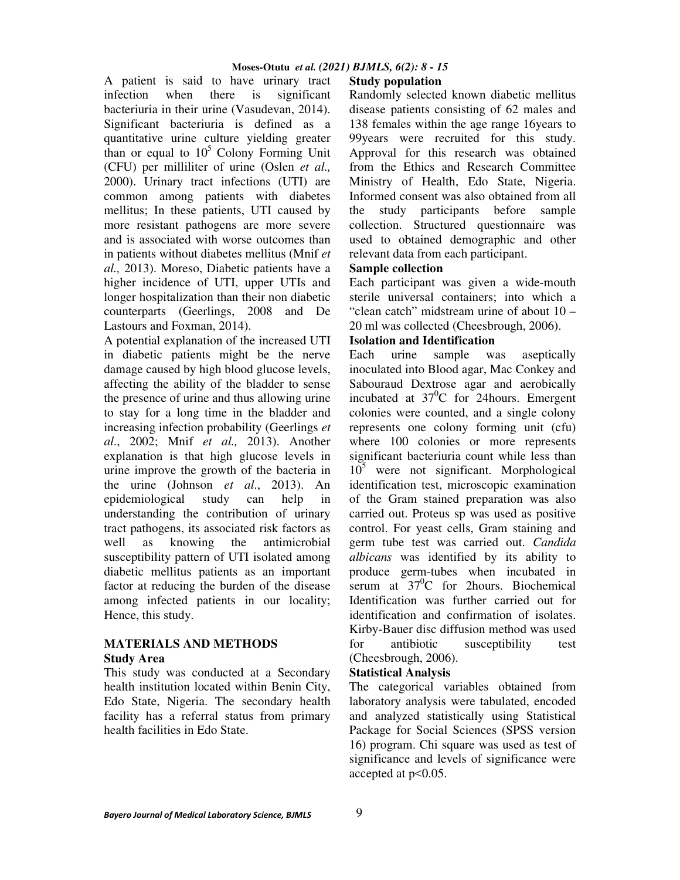A patient is said to have urinary tract infection when there is significant bacteriuria in their urine (Vasudevan, 2014). Significant bacteriuria is defined as a quantitative urine culture yielding greater than or equal to $10^5$ Colony Forming Unit (CFU) per milliliter of urine (Oslen *et al.,* 2000). Urinary tract infections (UTI) are common among patients with diabetes mellitus; In these patients, UTI caused by more resistant pathogens are more severe and is associated with worse outcomes than in patients without diabetes mellitus (Mnif *et al.,* 2013). Moreso, Diabetic patients have a higher incidence of UTI, upper UTIs and longer hospitalization than their non diabetic counterparts (Geerlings, 2008 and De Lastours and Foxman, 2014).

A potential explanation of the increased UTI in diabetic patients might be the nerve damage caused by high blood glucose levels, affecting the ability of the bladder to sense the presence of urine and thus allowing urine to stay for a long time in the bladder and increasing infection probability (Geerlings *et al*., 2002; Mnif *et al.,* 2013). Another explanation is that high glucose levels in urine improve the growth of the bacteria in the urine (Johnson *et al*., 2013). An epidemiological study can help in understanding the contribution of urinary tract pathogens, its associated risk factors as well as knowing the antimicrobial susceptibility pattern of UTI isolated among diabetic mellitus patients as an important factor at reducing the burden of the disease among infected patients in our locality; Hence, this study.

## MATERIALS AND METHODS

### Study Area

This study was conducted at a Secondary health institution located within Benin City, Edo State, Nigeria. The secondary health facility has a referral status from primary health facilities in Edo State.

### Study population

Randomly selected known diabetic mellitus disease patients consisting of 62 males and 138 females within the age range 16years to 99years were recruited for this study. Approval for this research was obtained from the Ethics and Research Committee Ministry of Health, Edo State, Nigeria. Informed consent was also obtained from all the study participants before sample collection. Structured questionnaire was used to obtained demographic and other relevant data from each participant.

### Sample collection

Each participant was given a wide-mouth sterile universal containers; into which a "clean catch" midstream urine of about 10 – 20 ml was collected (Cheesbrough, 2006).

### Isolation and Identification

Each urine sample was aseptically inoculated into Blood agar, Mac Conkey and Sabouraud Dextrose agar and aerobically incubated at $37^0$C for 24hours. Emergent colonies were counted, and a single colony represents one colony forming unit (cfu) where 100 colonies or more represents significant bacteriuria count while less than $10^5$ were not significant. Morphological identification test, microscopic examination of the Gram stained preparation was also carried out. Proteus sp was used as positive control. For yeast cells, Gram staining and germ tube test was carried out. *Candida albicans* was identified by its ability to produce germ-tubes when incubated in serum at $37^0$C for 2hours. Biochemical Identification was further carried out for identification and confirmation of isolates. Kirby-Bauer disc diffusion method was used for antibiotic susceptibility test (Cheesbrough, 2006).

### Statistical Analysis

The categorical variables obtained from laboratory analysis were tabulated, encoded and analyzed statistically using Statistical Package for Social Sciences (SPSS version 16) program. Chi square was used as test of significance and levels of significance were accepted at $p<0.05$.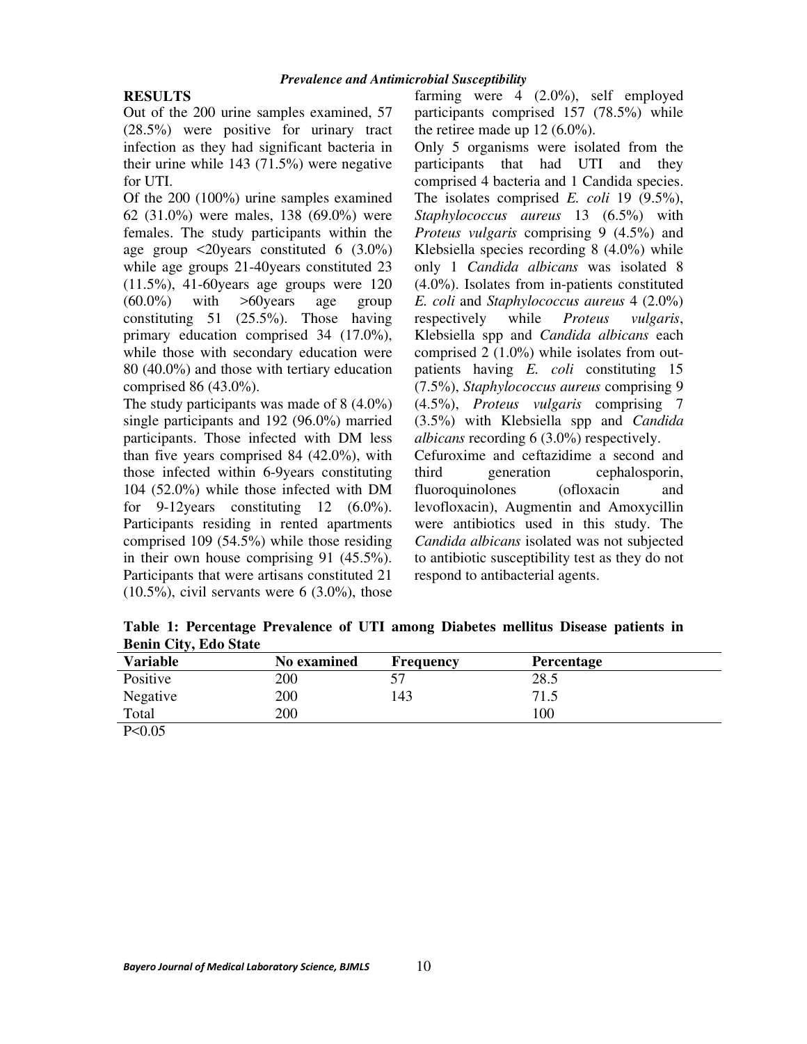## RESULTS

Out of the 200 urine samples examined, 57 (28.5%) were positive for urinary tract infection as they had significant bacteria in their urine while 143 (71.5%) were negative for UTI.

Of the 200 (100%) urine samples examined 62 (31.0%) were males, 138 (69.0%) were females. The study participants within the age group <20years constituted 6 (3.0%) while age groups 21-40years constituted 23 (11.5%), 41-60years age groups were 120 (60.0%) with >60years age group constituting 51 (25.5%). Those having primary education comprised 34 (17.0%), while those with secondary education were 80 (40.0%) and those with tertiary education comprised 86 (43.0%).

The study participants was made of 8 (4.0%) single participants and 192 (96.0%) married participants. Those infected with DM less than five years comprised 84 (42.0%), with those infected within 6-9years constituting 104 (52.0%) while those infected with DM for 9-12years constituting 12 (6.0%). Participants residing in rented apartments comprised 109 (54.5%) while those residing in their own house comprising 91 (45.5%). Participants that were artisans constituted 21 (10.5%), civil servants were 6 (3.0%), those farming were 4 (2.0%), self employed participants comprised 157 (78.5%) while the retiree made up 12 (6.0%).

Only 5 organisms were isolated from the participants that had UTI and they comprised 4 bacteria and 1 Candida species. The isolates comprised *E. coli* 19 (9.5%), *Staphylococcus aureus* 13 (6.5%) with *Proteus vulgaris* comprising 9 (4.5%) and Klebsiella species recording 8 (4.0%) while only 1 *Candida albicans* was isolated 8 (4.0%). Isolates from in-patients constituted *E. coli* and *Staphylococcus aureus* 4 (2.0%) respectively while *Proteus vulgaris*, Klebsiella spp and *Candida albicans* each comprised 2 (1.0%) while isolates from out-patients having *E. coli* constituting 15 (7.5%), *Staphylococcus aureus* comprising 9 (4.5%), *Proteus vulgaris* comprising 7 (3.5%) with Klebsiella spp and *Candida albicans* recording 6 (3.0%) respectively.

Cefuroxime and ceftazidime a second and third generation cephalosporin, fluoroquinolones (ofloxacin and levofloxacin), Augmentin and Amoxycillin were antibiotics used in this study. The *Candida albicans* isolated was not subjected to antibiotic susceptibility test as they do not respond to antibacterial agents.

**Table 1: Percentage Prevalence of UTI among Diabetes mellitus Disease patients in Benin City, Edo State**

| Variable | No examined | Frequency | Percentage |
|---|---|---|---|
| Positive | 200 | 57 | 28.5 |
| Negative | 200 | 143 | 71.5 |
| Total | 200 | | 100 |

$P<0.05$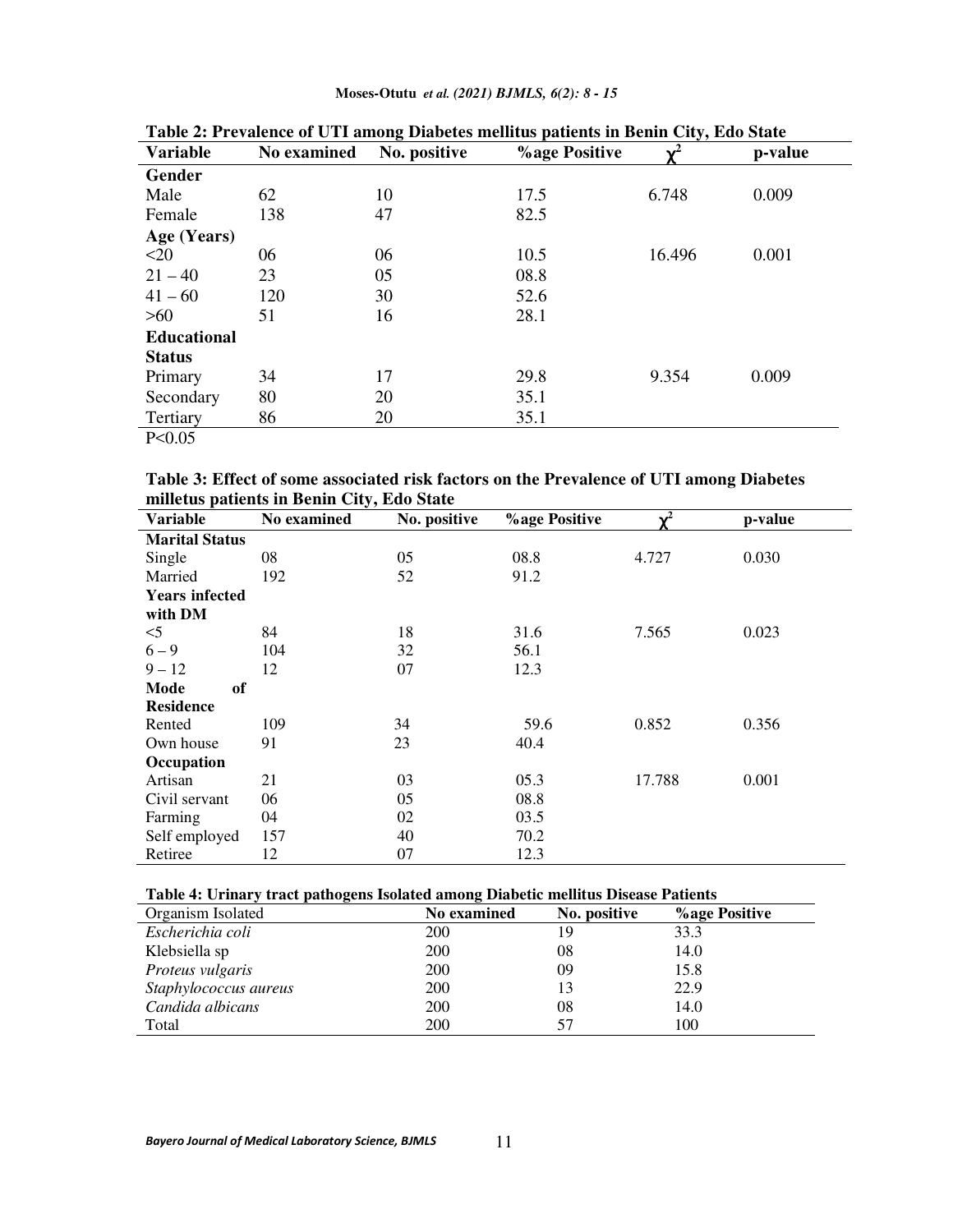**Table 2: Prevalence of UTI among Diabetes mellitus patients in Benin City, Edo State**

| Variable | No examined | No. positive | %age Positive | $\chi^2$ | p-value |
|---|---|---|---|---|---|
| **Gender** | | | | | |
| Male | 62 | 10 | 17.5 | 6.748 | 0.009 |
| Female | 138 | 47 | 82.5 | | |
| **Age (Years)** | | | | | |
| <20 | 06 | 06 | 10.5 | 16.496 | 0.001 |
| 21 – 40 | 23 | 05 | 08.8 | | |
| 41 – 60 | 120 | 30 | 52.6 | | |
| >60 | 51 | 16 | 28.1 | | |
| **Educational Status** | | | | | |
| Primary | 34 | 17 | 29.8 | 9.354 | 0.009 |
| Secondary | 80 | 20 | 35.1 | | |
| Tertiary | 86 | 20 | 35.1 | | |

P<0.05

**Table 3: Effect of some associated risk factors on the Prevalence of UTI among Diabetes milletus patients in Benin City, Edo State**

| Variable | No examined | No. positive | %age Positive | $\chi^2$ | p-value |
|---|---|---|---|---|---|
| **Marital Status** | | | | | |
| Single | 08 | 05 | 08.8 | 4.727 | 0.030 |
| Married | 192 | 52 | 91.2 | | |
| **Years infected with DM** | | | | | |
| <5 | 84 | 18 | 31.6 | 7.565 | 0.023 |
| 6 – 9 | 104 | 32 | 56.1 | | |
| 9 – 12 | 12 | 07 | 12.3 | | |
| **Mode of Residence** | | | | | |
| Rented | 109 | 34 | 59.6 | 0.852 | 0.356 |
| Own house | 91 | 23 | 40.4 | | |
| **Occupation** | | | | | |
| Artisan | 21 | 03 | 05.3 | 17.788 | 0.001 |
| Civil servant | 06 | 05 | 08.8 | | |
| Farming | 04 | 02 | 03.5 | | |
| Self employed | 157 | 40 | 70.2 | | |
| Retiree | 12 | 07 | 12.3 | | |

**Table 4: Urinary tract pathogens Isolated among Diabetic mellitus Disease Patients**

| Organism Isolated | No examined | No. positive | %age Positive |
|---|---|---|---|
| *Escherichia coli* | 200 | 19 | 33.3 |
| Klebsiella sp | 200 | 08 | 14.0 |
| *Proteus vulgaris* | 200 | 09 | 15.8 |
| *Staphylococcus aureus* | 200 | 13 | 22.9 |
| *Candida albicans* | 200 | 08 | 14.0 |
| Total | 200 | 57 | 100 |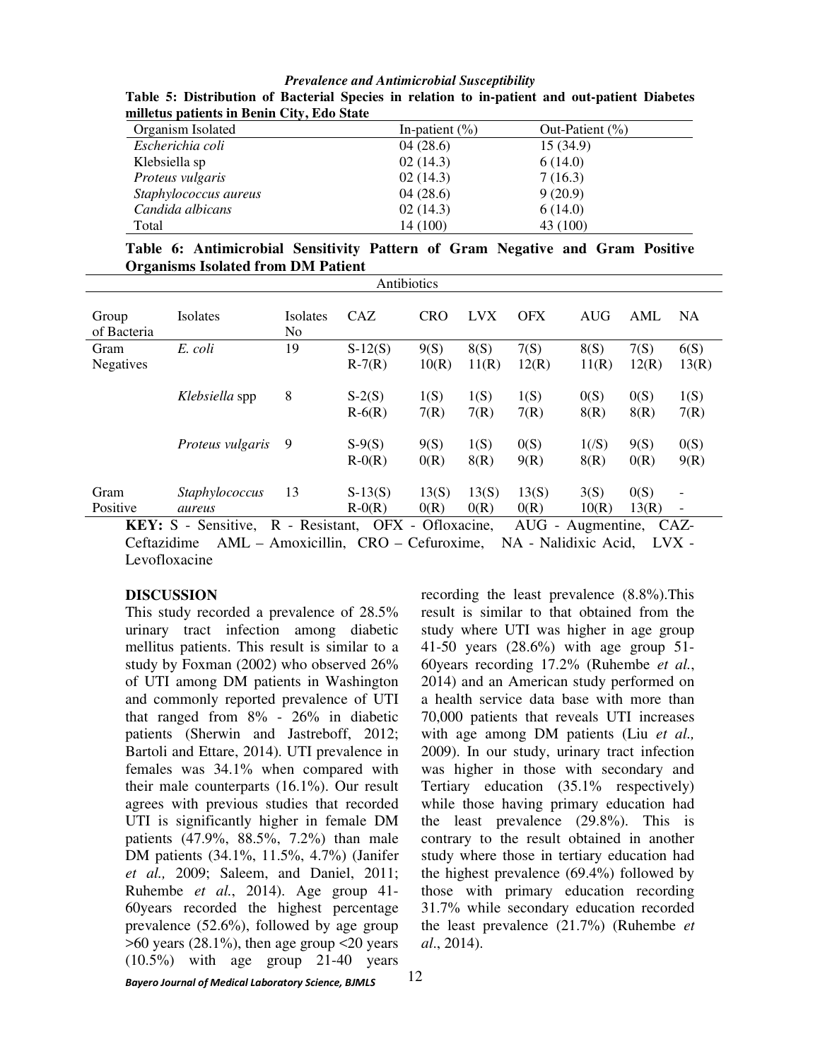*Prevalence and Antimicrobial Susceptibility*

**Table 5: Distribution of Bacterial Species in relation to in-patient and out-patient Diabetes milletus patients in Benin City, Edo State**

| Organism Isolated | In-patient (%) | Out-Patient (%) |
|---|---|---|
| *Escherichia coli* | 04 (28.6) | 15 (34.9) |
| Klebsiella sp | 02 (14.3) | 6 (14.0) |
| *Proteus vulgaris* | 02 (14.3) | 7 (16.3) |
| *Staphylococcus aureus* | 04 (28.6) | 9 (20.9) |
| *Candida albicans* | 02 (14.3) | 6 (14.0) |
| Total | 14 (100) | 43 (100) |

**Table 6: Antimicrobial Sensitivity Pattern of Gram Negative and Gram Positive Organisms Isolated from DM Patient**

| | | | Antibiotics | | | | | | |
|---|---|---|---|---|---|---|---|---|---|
| Group of Bacteria | Isolates | Isolates No | CAZ | CRO | LVX | OFX | AUG | AML | NA |
| Gram Negatives | *E. coli* | 19 | S-12(S) R-7(R) | 9(S) 10(R) | 8(S) 11(R) | 7(S) 12(R) | 8(S) 11(R) | 7(S) 12(R) | 6(S) 13(R) |
| | *Klebsiella* spp | 8 | S-2(S) R-6(R) | 1(S) 7(R) | 1(S) 7(R) | 1(S) 7(R) | 0(S) 8(R) | 0(S) 8(R) | 1(S) 7(R) |
| | *Proteus vulgaris* | 9 | S-9(S) R-0(R) | 9(S) 0(R) | 1(S) 8(R) | 0(S) 9(R) | 1(/S) 8(R) | 9(S) 0(R) | 0(S) 9(R) |
| Gram Positive | *Staphylococcus aureus* | 13 | S-13(S) R-0(R) | 13(S) 0(R) | 13(S) 0(R) | 13(S) 0(R) | 3(S) 10(R) | 0(S) 13(R) | - - |

**KEY:** S - Sensitive, R - Resistant, OFX - Ofloxacine, AUG - Augmentine, CAZ- Ceftazidime AML – Amoxicillin, CRO – Cefuroxime, NA - Nalidixic Acid, LVX - Levofloxacine

## DISCUSSION

This study recorded a prevalence of 28.5% urinary tract infection among diabetic mellitus patients. This result is similar to a study by Foxman (2002) who observed 26% of UTI among DM patients in Washington and commonly reported prevalence of UTI that ranged from 8% - 26% in diabetic patients (Sherwin and Jastreboff, 2012; Bartoli and Ettare, 2014). UTI prevalence in females was 34.1% when compared with their male counterparts (16.1%). Our result agrees with previous studies that recorded UTI is significantly higher in female DM patients (47.9%, 88.5%, 7.2%) than male DM patients (34.1%, 11.5%, 4.7%) (Janifer *et al.,* 2009; Saleem, and Daniel, 2011; Ruhembe *et al.*, 2014). Age group 41-60years recorded the highest percentage prevalence (52.6%), followed by age group >60 years (28.1%), then age group <20 years (10.5%) with age group 21-40 years recording the least prevalence (8.8%).This result is similar to that obtained from the study where UTI was higher in age group 41-50 years (28.6%) with age group 51-60years recording 17.2% (Ruhembe *et al.*, 2014) and an American study performed on a health service data base with more than 70,000 patients that reveals UTI increases with age among DM patients (Liu *et al.,* 2009). In our study, urinary tract infection was higher in those with secondary and Tertiary education (35.1% respectively) while those having primary education had the least prevalence (29.8%). This is contrary to the result obtained in another study where those in tertiary education had the highest prevalence (69.4%) followed by those with primary education recording 31.7% while secondary education recorded the least prevalence (21.7%) (Ruhembe *et al*., 2014).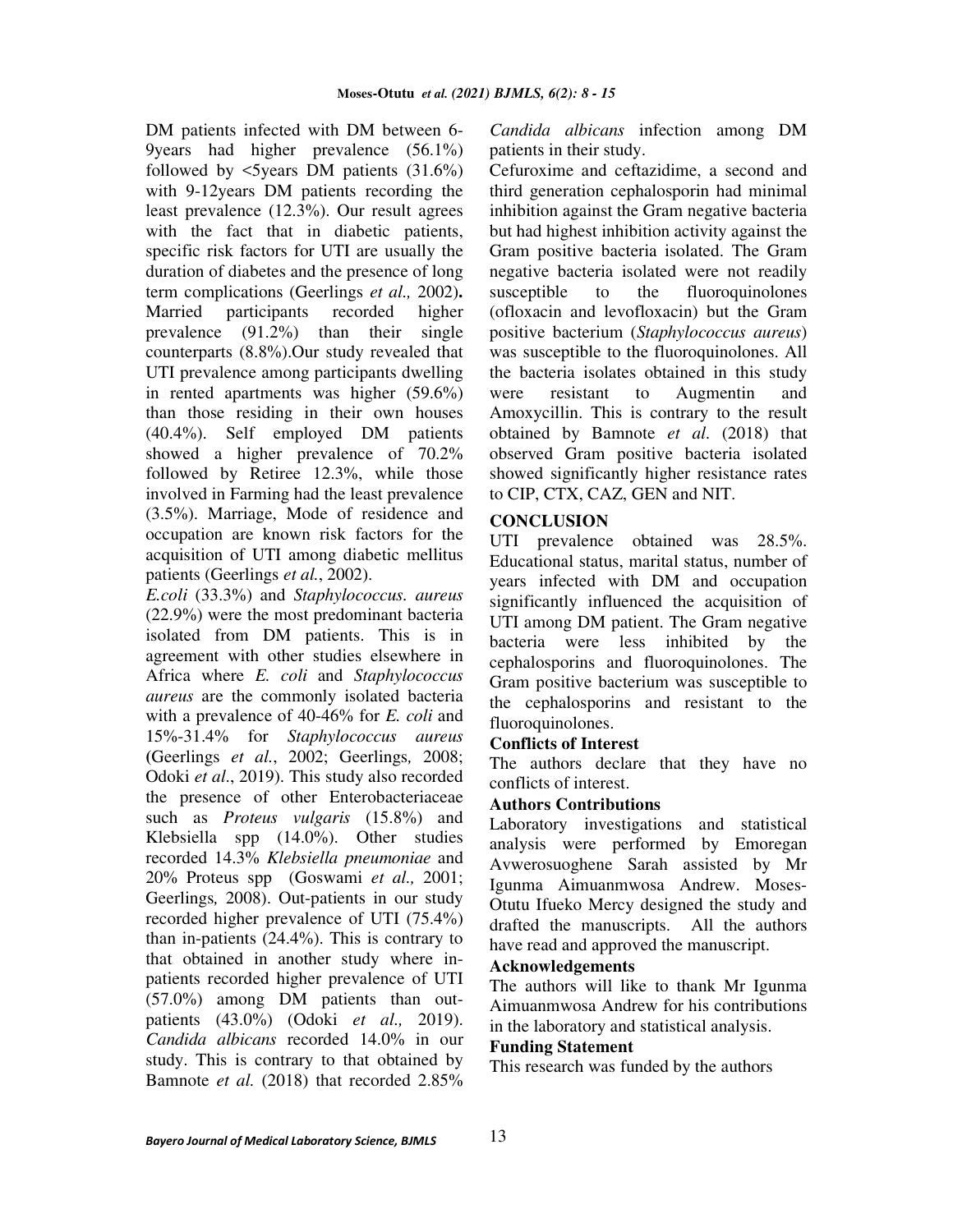DM patients infected with DM between 6-9years had higher prevalence (56.1%) followed by <5years DM patients (31.6%) with 9-12years DM patients recording the least prevalence (12.3%). Our result agrees with the fact that in diabetic patients, specific risk factors for UTI are usually the duration of diabetes and the presence of long term complications (Geerlings *et al.,* 2002)**.** Married participants recorded higher prevalence (91.2%) than their single counterparts (8.8%).Our study revealed that UTI prevalence among participants dwelling in rented apartments was higher (59.6%) than those residing in their own houses (40.4%). Self employed DM patients showed a higher prevalence of 70.2% followed by Retiree 12.3%, while those involved in Farming had the least prevalence (3.5%). Marriage, Mode of residence and occupation are known risk factors for the acquisition of UTI among diabetic mellitus patients (Geerlings *et al.*, 2002).

*E.coli* (33.3%) and *Staphylococcus. aureus* (22.9%) were the most predominant bacteria isolated from DM patients. This is in agreement with other studies elsewhere in Africa where *E. coli* and *Staphylococcus aureus* are the commonly isolated bacteria with a prevalence of 40-46% for *E. coli* and 15%-31.4% for *Staphylococcus aureus* (Geerlings *et al.*, 2002; Geerlings*,* 2008; Odoki *et al*., 2019). This study also recorded the presence of other Enterobacteriaceae such as *Proteus vulgaris* (15.8%) and Klebsiella spp (14.0%). Other studies recorded 14.3% *Klebsiella pneumoniae* and 20% Proteus spp (Goswami *et al.,* 2001; Geerlings*,* 2008). Out-patients in our study recorded higher prevalence of UTI (75.4%) than in-patients (24.4%). This is contrary to that obtained in another study where in-patients recorded higher prevalence of UTI (57.0%) among DM patients than out-patients (43.0%) (Odoki *et al.,* 2019). *Candida albicans* recorded 14.0% in our study. This is contrary to that obtained by Bamnote *et al.* (2018) that recorded 2.85% *Candida albicans* infection among DM patients in their study.

Cefuroxime and ceftazidime, a second and third generation cephalosporin had minimal inhibition against the Gram negative bacteria but had highest inhibition activity against the Gram positive bacteria isolated. The Gram negative bacteria isolated were not readily susceptible to the fluoroquinolones (ofloxacin and levofloxacin) but the Gram positive bacterium (*Staphylococcus aureus*) was susceptible to the fluoroquinolones. All the bacteria isolates obtained in this study were resistant to Augmentin and Amoxycillin. This is contrary to the result obtained by Bamnote *et al*. (2018) that observed Gram positive bacteria isolated showed significantly higher resistance rates to CIP, CTX, CAZ, GEN and NIT.

## CONCLUSION

UTI prevalence obtained was 28.5%. Educational status, marital status, number of years infected with DM and occupation significantly influenced the acquisition of UTI among DM patient. The Gram negative bacteria were less inhibited by the cephalosporins and fluoroquinolones. The Gram positive bacterium was susceptible to the cephalosporins and resistant to the fluoroquinolones.

### Conflicts of Interest

The authors declare that they have no conflicts of interest.

### Authors Contributions

Laboratory investigations and statistical analysis were performed by Emoregan Avwerosuoghene Sarah assisted by Mr Igunma Aimuanmwosa Andrew. Moses-Otutu Ifueko Mercy designed the study and drafted the manuscripts. All the authors have read and approved the manuscript.

### Acknowledgements

The authors will like to thank Mr Igunma Aimuanmwosa Andrew for his contributions in the laboratory and statistical analysis.

### Funding Statement

This research was funded by the authors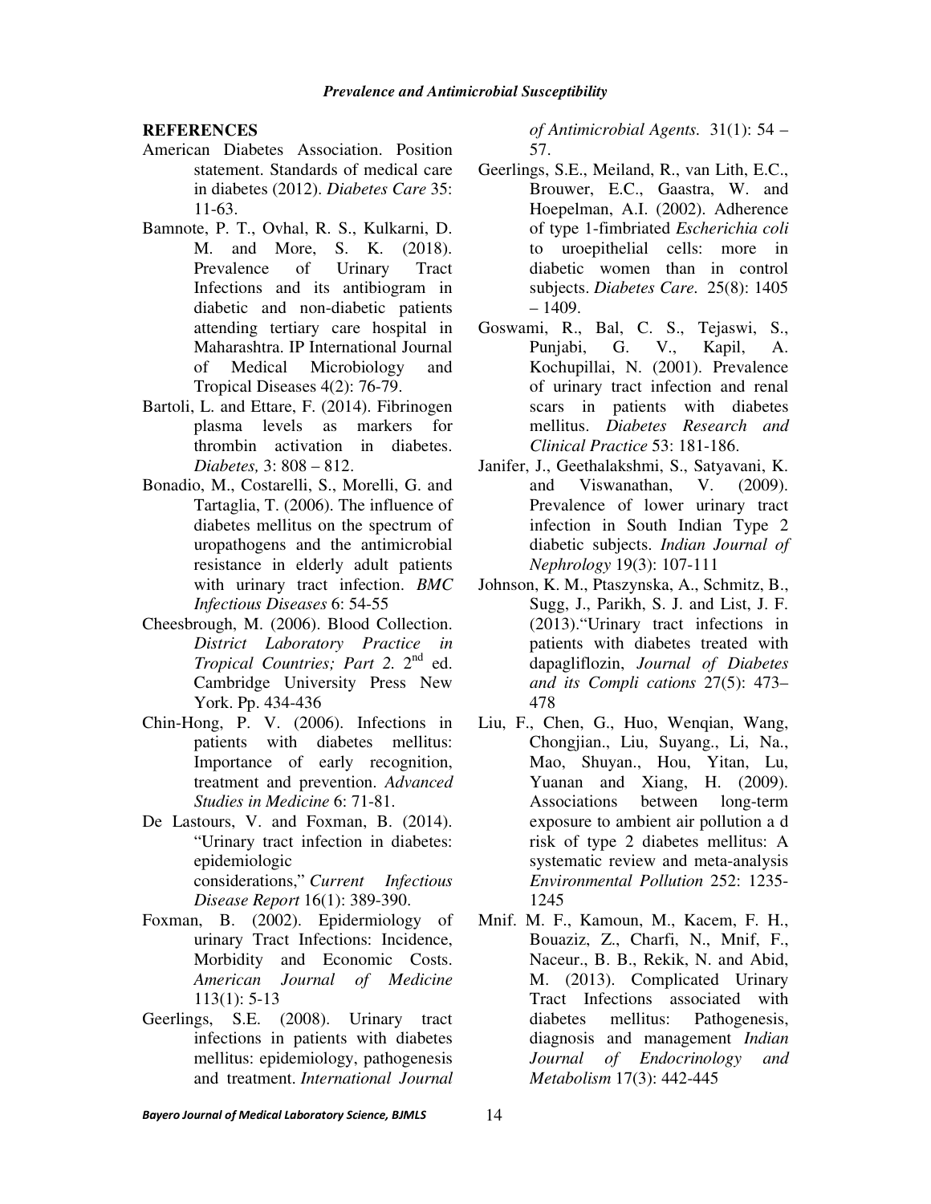## REFERENCES

American Diabetes Association. Position statement. Standards of medical care in diabetes (2012). *Diabetes Care* 35: 11-63.

Bamnote, P. T., Ovhal, R. S., Kulkarni, D. M. and More, S. K. (2018). Prevalence of Urinary Tract Infections and its antibiogram in diabetic and non-diabetic patients attending tertiary care hospital in Maharashtra. IP International Journal of Medical Microbiology and Tropical Diseases 4(2): 76-79.

Bartoli, L. and Ettare, F. (2014). Fibrinogen plasma levels as markers for thrombin activation in diabetes. *Diabetes,* 3: 808 – 812.

Bonadio, M., Costarelli, S., Morelli, G. and Tartaglia, T. (2006). The influence of diabetes mellitus on the spectrum of uropathogens and the antimicrobial resistance in elderly adult patients with urinary tract infection. *BMC Infectious Diseases* 6: 54-55

Cheesbrough, M. (2006). Blood Collection. *District Laboratory Practice in Tropical Countries; Part 2.* 2nd ed. Cambridge University Press New York. Pp. 434-436

Chin-Hong, P. V. (2006). Infections in patients with diabetes mellitus: Importance of early recognition, treatment and prevention. *Advanced Studies in Medicine* 6: 71-81.

De Lastours, V. and Foxman, B. (2014). "Urinary tract infection in diabetes: epidemiologic considerations," *Current Infectious Disease Report* 16(1): 389-390.

Foxman, B. (2002). Epidermiology of urinary Tract Infections: Incidence, Morbidity and Economic Costs. *American Journal of Medicine* 113(1): 5-13

Geerlings, S.E. (2008). Urinary tract infections in patients with diabetes mellitus: epidemiology, pathogenesis and treatment. *International Journal of Antimicrobial Agents.* 31(1): 54 – 57.

Geerlings, S.E., Meiland, R., van Lith, E.C., Brouwer, E.C., Gaastra, W. and Hoepelman, A.I. (2002). Adherence of type 1-fimbriated *Escherichia coli* to uroepithelial cells: more in diabetic women than in control subjects. *Diabetes Care.* 25(8): 1405 – 1409.

Goswami, R., Bal, C. S., Tejaswi, S., Punjabi, G. V., Kapil, A. Kochupillai, N. (2001). Prevalence of urinary tract infection and renal scars in patients with diabetes mellitus. *Diabetes Research and Clinical Practice* 53: 181-186.

Janifer, J., Geethalakshmi, S., Satyavani, K. and Viswanathan, V. (2009). Prevalence of lower urinary tract infection in South Indian Type 2 diabetic subjects. *Indian Journal of Nephrology* 19(3): 107-111

Johnson, K. M., Ptaszynska, A., Schmitz, B., Sugg, J., Parikh, S. J. and List, J. F. (2013)."Urinary tract infections in patients with diabetes treated with dapagliflozin, *Journal of Diabetes and its Compli cations* 27(5): 473–478

Liu, F., Chen, G., Huo, Wenqian, Wang, Chongjian., Liu, Suyang., Li, Na., Mao, Shuyan., Hou, Yitan, Lu, Yuanan and Xiang, H. (2009). Associations between long-term exposure to ambient air pollution a d risk of type 2 diabetes mellitus: A systematic review and meta-analysis *Environmental Pollution* 252: 1235-1245

Mnif. M. F., Kamoun, M., Kacem, F. H., Bouaziz, Z., Charfi, N., Mnif, F., Naceur., B. B., Rekik, N. and Abid, M. (2013). Complicated Urinary Tract Infections associated with diabetes mellitus: Pathogenesis, diagnosis and management *Indian Journal of Endocrinology and Metabolism* 17(3): 442-445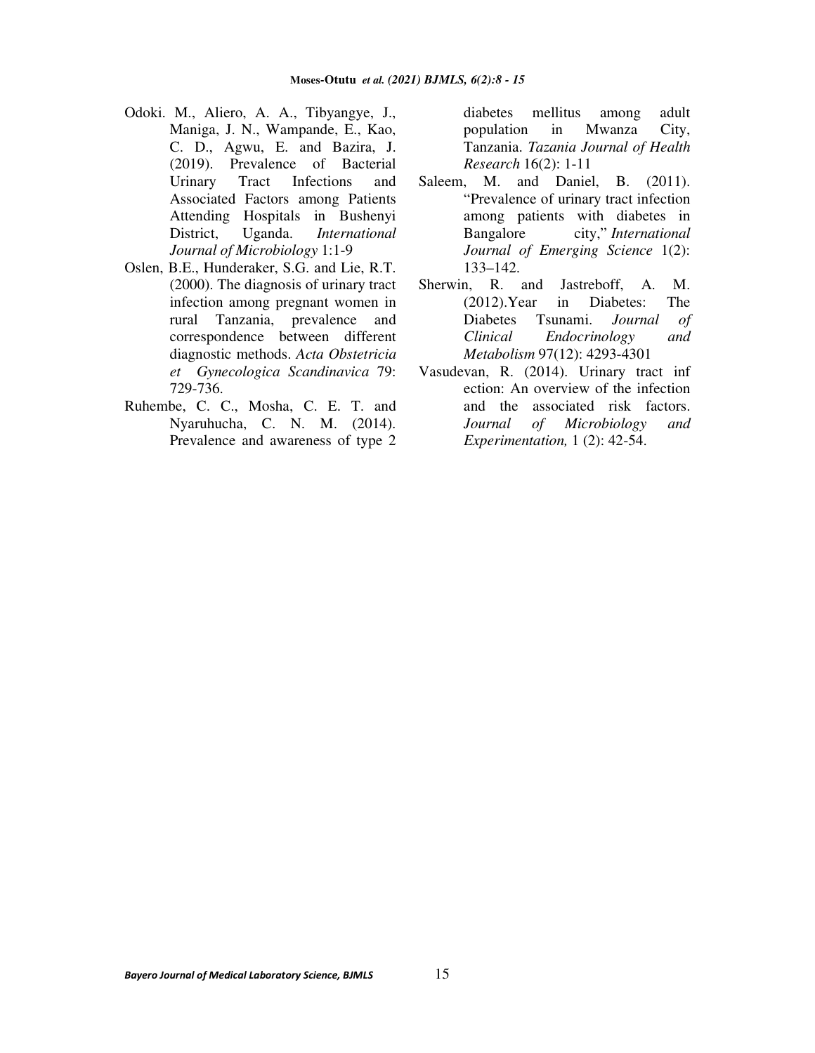Odoki. M., Aliero, A. A., Tibyangye, J., Maniga, J. N., Wampande, E., Kao, C. D., Agwu, E. and Bazira, J. (2019). Prevalence of Bacterial Urinary Tract Infections and Associated Factors among Patients Attending Hospitals in Bushenyi District, Uganda. *International Journal of Microbiology* 1:1-9

Oslen, B.E., Hunderaker, S.G. and Lie, R.T. (2000). The diagnosis of urinary tract infection among pregnant women in rural Tanzania, prevalence and correspondence between different diagnostic methods. *Acta Obstetricia et Gynecologica Scandinavica* 79: 729-736.

Ruhembe, C. C., Mosha, C. E. T. and Nyaruhucha, C. N. M. (2014). Prevalence and awareness of type 2 diabetes mellitus among adult population in Mwanza City, Tanzania. *Tazania Journal of Health Research* 16(2): 1-11

Saleem, M. and Daniel, B. (2011). "Prevalence of urinary tract infection among patients with diabetes in Bangalore city," *International Journal of Emerging Science* 1(2): 133–142.

Sherwin, R. and Jastreboff, A. M. (2012).Year in Diabetes: The Diabetes Tsunami. *Journal of Clinical Endocrinology and Metabolism* 97(12): 4293-4301

Vasudevan, R. (2014). Urinary tract inf ection: An overview of the infection and the associated risk factors. *Journal of Microbiology and Experimentation,* 1 (2): 42-54.